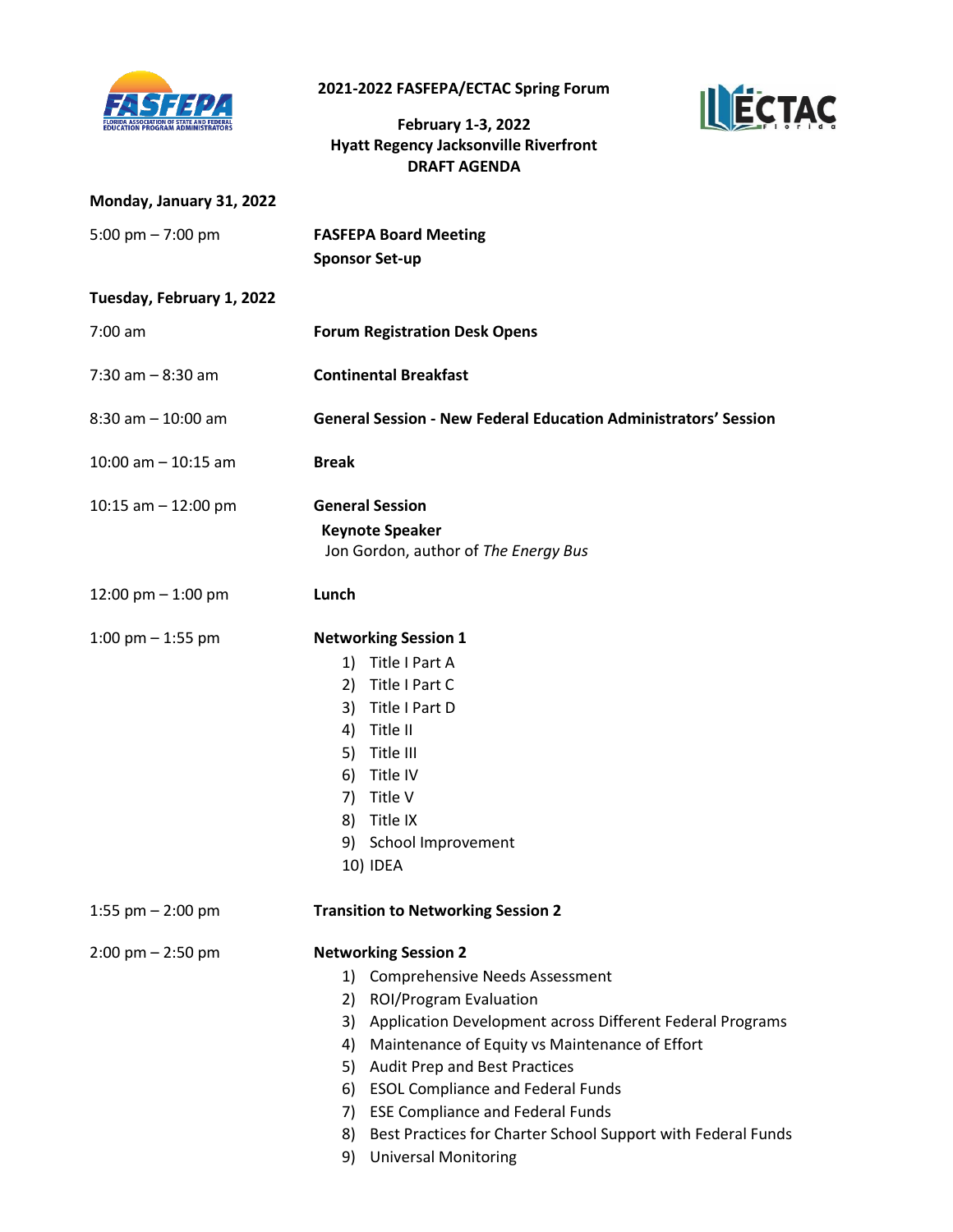# 2021-2022 FASFEPA/ECTAC Spring Forum

**February 1-3, 2022**
**Hyatt Regency Jacksonville Riverfront**
**DRAFT AGENDA**

## Monday, January 31, 2022

| | |
|---|---|
| 5:00 pm – 7:00 pm | **FASFEPA Board Meeting**<br>**Sponsor Set-up** |

## Tuesday, February 1, 2022

| | |
|---|---|
| 7:00 am | **Forum Registration Desk Opens** |
| 7:30 am – 8:30 am | **Continental Breakfast** |
| 8:30 am – 10:00 am | **General Session - New Federal Education Administrators' Session** |
| 10:00 am – 10:15 am | **Break** |
| 10:15 am – 12:00 pm | **General Session**<br>**Keynote Speaker**<br>Jon Gordon, author of *The Energy Bus* |
| 12:00 pm – 1:00 pm | **Lunch** |
| 1:00 pm – 1:55 pm | **Networking Session 1**<br>1) Title I Part A<br>2) Title I Part C<br>3) Title I Part D<br>4) Title II<br>5) Title III<br>6) Title IV<br>7) Title V<br>8) Title IX<br>9) School Improvement<br>10) IDEA |
| 1:55 pm – 2:00 pm | **Transition to Networking Session 2** |
| 2:00 pm – 2:50 pm | **Networking Session 2**<br>1) Comprehensive Needs Assessment<br>2) ROI/Program Evaluation<br>3) Application Development across Different Federal Programs<br>4) Maintenance of Equity vs Maintenance of Effort<br>5) Audit Prep and Best Practices<br>6) ESOL Compliance and Federal Funds<br>7) ESE Compliance and Federal Funds<br>8) Best Practices for Charter School Support with Federal Funds<br>9) Universal Monitoring |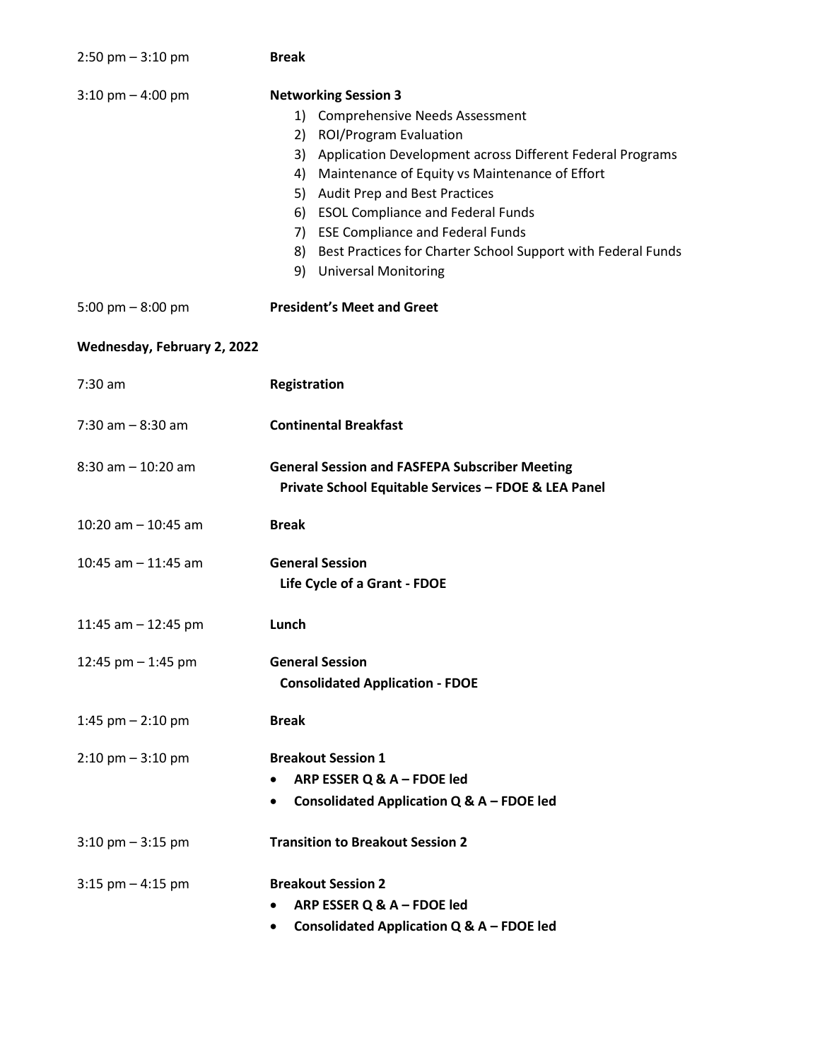2:50 pm – 3:10 pm **Break**

3:10 pm – 4:00 pm **Networking Session 3**

1) Comprehensive Needs Assessment
2) ROI/Program Evaluation
3) Application Development across Different Federal Programs
4) Maintenance of Equity vs Maintenance of Effort
5) Audit Prep and Best Practices
6) ESOL Compliance and Federal Funds
7) ESE Compliance and Federal Funds
8) Best Practices for Charter School Support with Federal Funds
9) Universal Monitoring

5:00 pm – 8:00 pm **President's Meet and Greet**

**Wednesday, February 2, 2022**

7:30 am **Registration**

7:30 am – 8:30 am **Continental Breakfast**

8:30 am – 10:20 am **General Session and FASFEPA Subscriber Meeting**
**Private School Equitable Services – FDOE & LEA Panel**

10:20 am – 10:45 am **Break**

10:45 am – 11:45 am **General Session**
**Life Cycle of a Grant - FDOE**

11:45 am – 12:45 pm **Lunch**

12:45 pm – 1:45 pm **General Session**
**Consolidated Application - FDOE**

1:45 pm – 2:10 pm **Break**

2:10 pm – 3:10 pm **Breakout Session 1**

- **ARP ESSER Q & A – FDOE led**
- **Consolidated Application Q & A – FDOE led**

3:10 pm – 3:15 pm **Transition to Breakout Session 2**

3:15 pm – 4:15 pm **Breakout Session 2**

- **ARP ESSER Q & A – FDOE led**
- **Consolidated Application Q & A – FDOE led**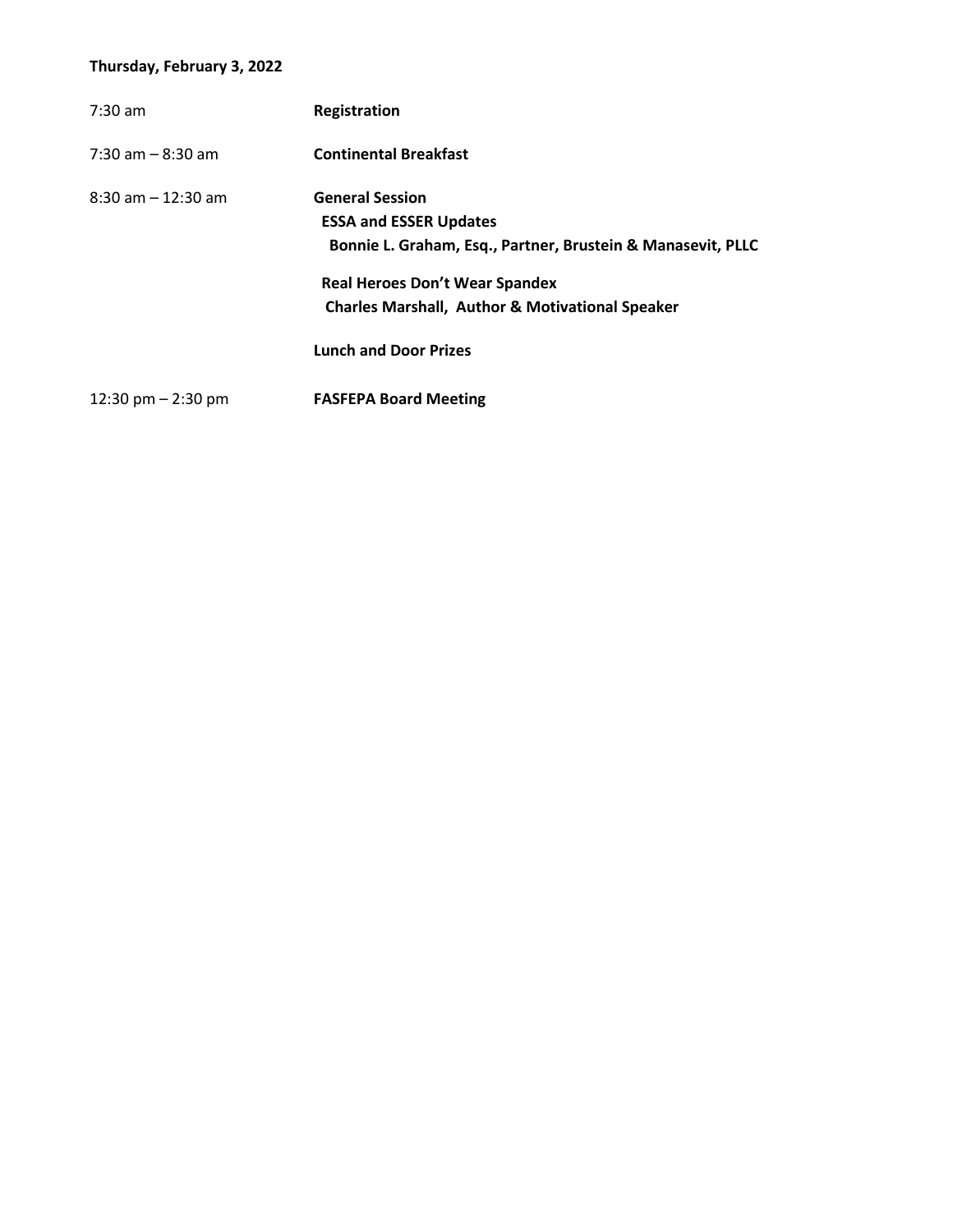**Thursday, February 3, 2022**

| | |
|---|---|
| 7:30 am | **Registration** |
| 7:30 am – 8:30 am | **Continental Breakfast** |
| 8:30 am – 12:30 am | **General Session**<br>**ESSA and ESSER Updates**<br>**Bonnie L. Graham, Esq., Partner, Brustein & Manasevit, PLLC**<br><br>**Real Heroes Don't Wear Spandex**<br>**Charles Marshall, Author & Motivational Speaker**<br><br>**Lunch and Door Prizes** |
| 12:30 pm – 2:30 pm | **FASFEPA Board Meeting** |